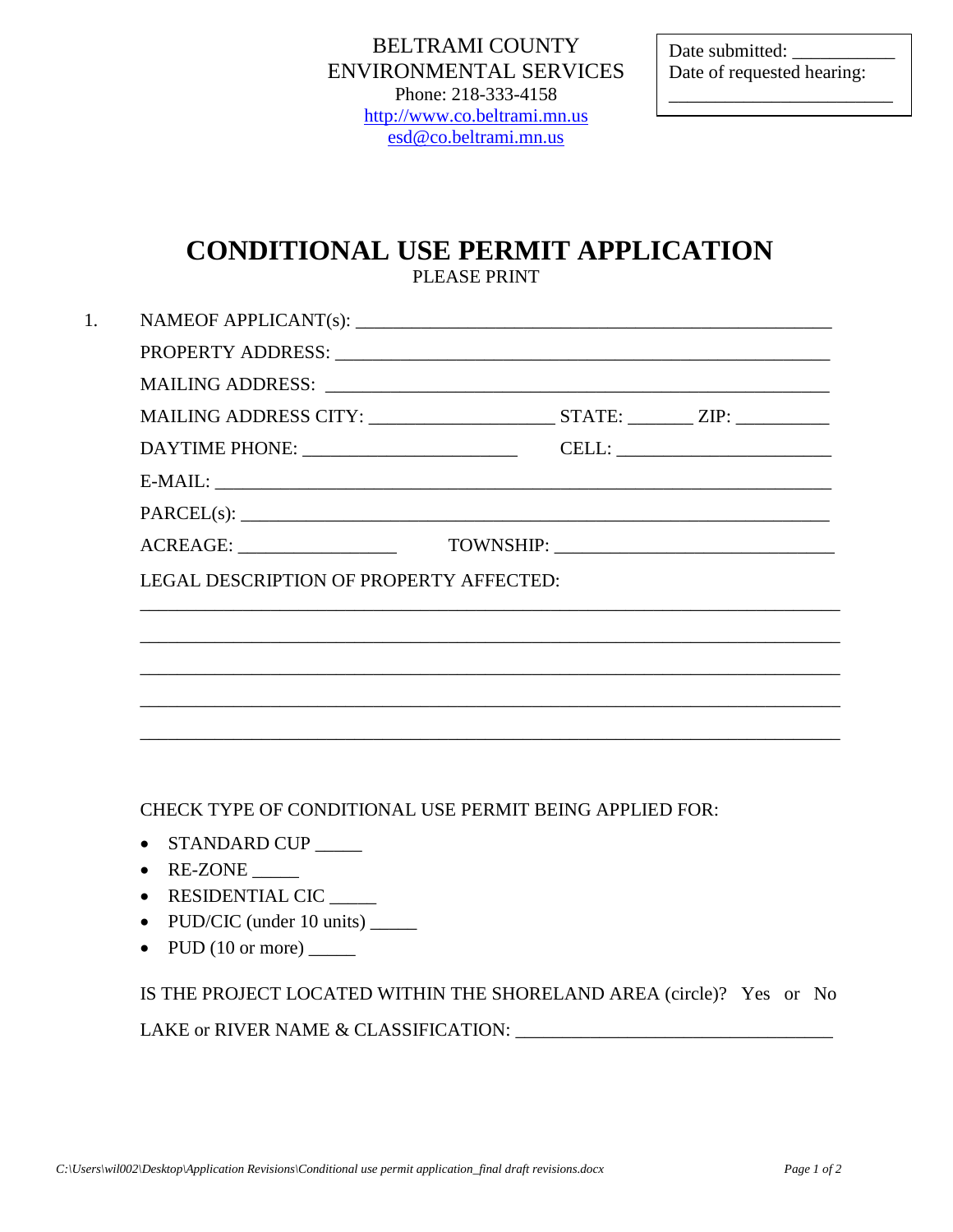BELTRAMI COUNTY
ENVIRONMENTAL SERVICES
Phone: 218-333-4158
http://www.co.beltrami.mn.us
esd@co.beltrami.mn.us

Date submitted: ___________
Date of requested hearing: _______________________

# CONDITIONAL USE PERMIT APPLICATION

PLEASE PRINT

1. NAMEOF APPLICANT(s): ____________________________________________________

PROPERTY ADDRESS: ____________________________________________________

MAILING ADDRESS: ____________________________________________________

MAILING ADDRESS CITY: ___________________ STATE: _______ ZIP: __________

DAYTIME PHONE: ______________________ CELL: ______________________

E-MAIL: ______________________________________________________________

PARCEL(s): ____________________________________________________________

ACREAGE: ________________ TOWNSHIP: _____________________________

LEGAL DESCRIPTION OF PROPERTY AFFECTED:

_________________________________________________________________________

_________________________________________________________________________

_________________________________________________________________________

_________________________________________________________________________

_________________________________________________________________________

CHECK TYPE OF CONDITIONAL USE PERMIT BEING APPLIED FOR:

- STANDARD CUP _____
- RE-ZONE _____
- RESIDENTIAL CIC _____
- PUD/CIC (under 10 units) _____
- PUD (10 or more) _____

IS THE PROJECT LOCATED WITHIN THE SHORELAND AREA (circle)? Yes or No

LAKE or RIVER NAME & CLASSIFICATION: _________________________________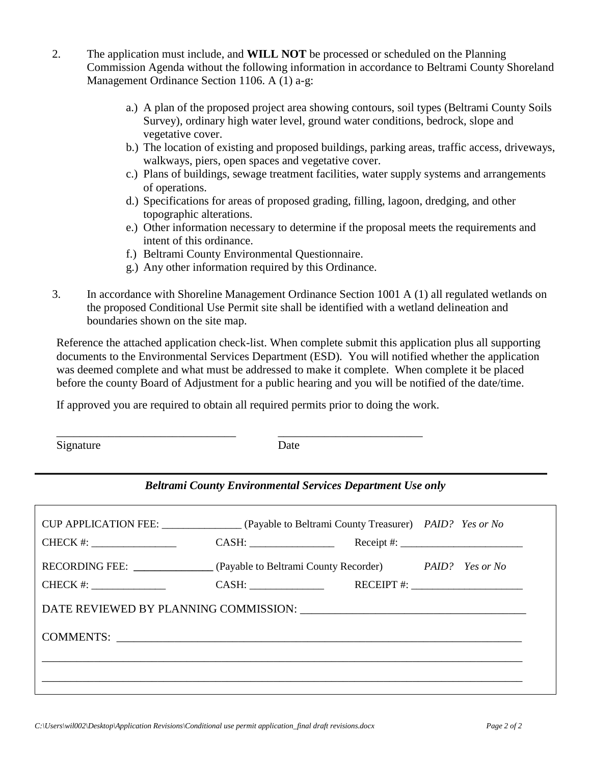2. The application must include, and **WILL NOT** be processed or scheduled on the Planning Commission Agenda without the following information in accordance to Beltrami County Shoreland Management Ordinance Section 1106. A (1) a-g:

   a.) A plan of the proposed project area showing contours, soil types (Beltrami County Soils Survey), ordinary high water level, ground water conditions, bedrock, slope and vegetative cover.
   b.) The location of existing and proposed buildings, parking areas, traffic access, driveways, walkways, piers, open spaces and vegetative cover.
   c.) Plans of buildings, sewage treatment facilities, water supply systems and arrangements of operations.
   d.) Specifications for areas of proposed grading, filling, lagoon, dredging, and other topographic alterations.
   e.) Other information necessary to determine if the proposal meets the requirements and intent of this ordinance.
   f.) Beltrami County Environmental Questionnaire.
   g.) Any other information required by this Ordinance.

3. In accordance with Shoreline Management Ordinance Section 1001 A (1) all regulated wetlands on the proposed Conditional Use Permit site shall be identified with a wetland delineation and boundaries shown on the site map.

Reference the attached application check-list. When complete submit this application plus all supporting documents to the Environmental Services Department (ESD). You will notified whether the application was deemed complete and what must be addressed to make it complete. When complete it be placed before the county Board of Adjustment for a public hearing and you will be notified of the date/time.

If approved you are required to obtain all required permits prior to doing the work.

________________________________ ________________________

Signature Date

---

***Beltrami County Environmental Services Department Use only***

CUP APPLICATION FEE: _______________ (Payable to Beltrami County Treasurer) *PAID? Yes or No*

CHECK #: ________________ CASH: ________________ Receipt #: _______________________

RECORDING FEE: _______________ (Payable to Beltrami County Recorder) *PAID? Yes or No*

CHECK #: ______________ CASH: ______________ RECEIPT #: _____________________

DATE REVIEWED BY PLANNING COMMISSION: ______________________________________

COMMENTS: _______________________________________________________________________

_________________________________________________________________________________

_________________________________________________________________________________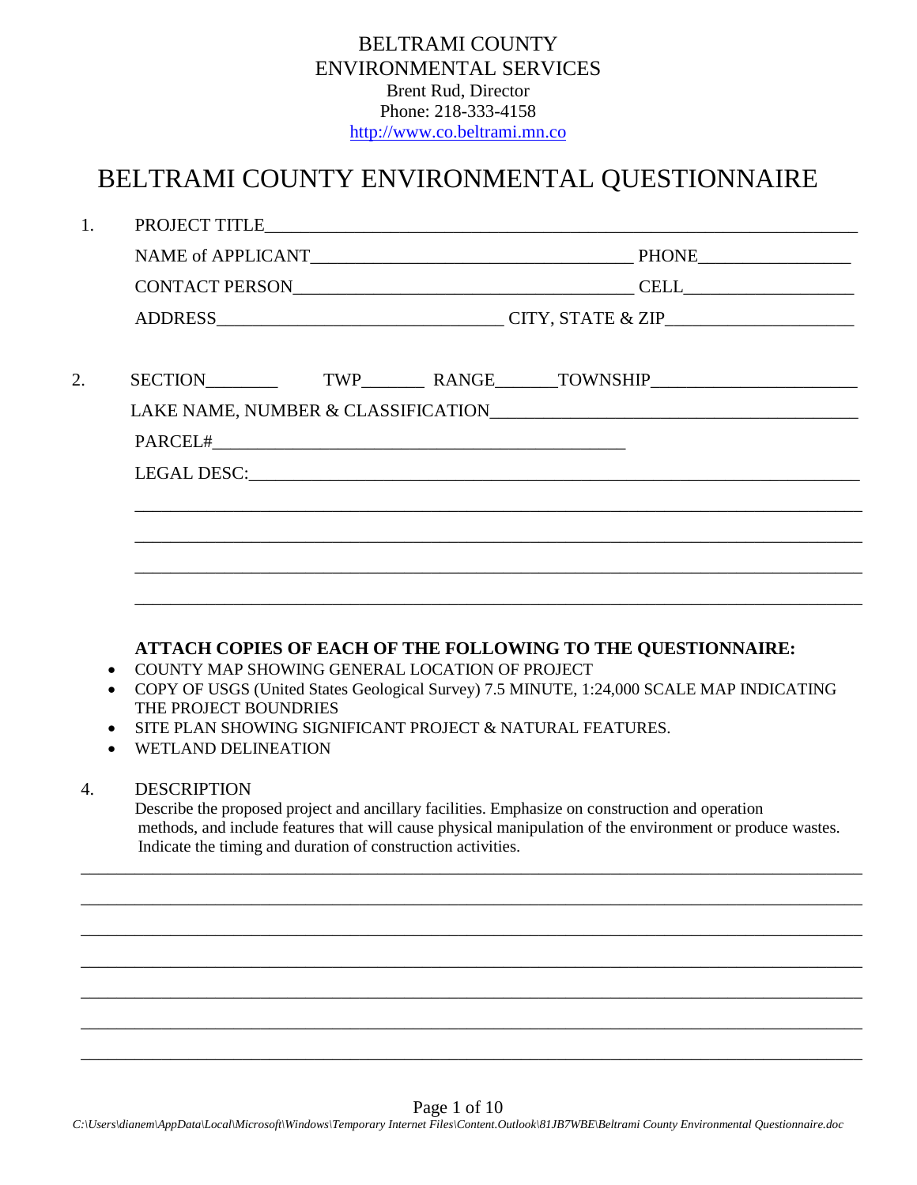BELTRAMI COUNTY
ENVIRONMENTAL SERVICES
Brent Rud, Director
Phone: 218-333-4158
http://www.co.beltrami.mn.co

# BELTRAMI COUNTY ENVIRONMENTAL QUESTIONNAIRE

1. PROJECT TITLE\_\_\_\_\_\_\_\_\_\_\_\_\_\_\_\_\_\_\_\_\_\_\_\_\_\_\_\_\_\_\_\_\_\_\_\_\_\_\_\_\_\_\_\_\_\_\_\_\_\_\_\_\_\_\_\_\_\_\_\_\_\_\_\_

   NAME of APPLICANT\_\_\_\_\_\_\_\_\_\_\_\_\_\_\_\_\_\_\_\_\_\_\_\_\_\_\_\_\_\_\_\_\_\_\_\_ PHONE\_\_\_\_\_\_\_\_\_\_\_\_\_\_\_\_

   CONTACT PERSON\_\_\_\_\_\_\_\_\_\_\_\_\_\_\_\_\_\_\_\_\_\_\_\_\_\_\_\_\_\_\_\_\_\_\_\_\_\_ CELL\_\_\_\_\_\_\_\_\_\_\_\_\_\_\_\_\_\_

   ADDRESS\_\_\_\_\_\_\_\_\_\_\_\_\_\_\_\_\_\_\_\_\_\_\_\_\_\_\_\_\_\_\_\_\_ CITY, STATE & ZIP\_\_\_\_\_\_\_\_\_\_\_\_\_\_\_\_\_\_\_\_

2. SECTION\_\_\_\_\_\_\_\_ TWP\_\_\_\_\_\_\_ RANGE\_\_\_\_\_\_\_TOWNSHIP\_\_\_\_\_\_\_\_\_\_\_\_\_\_\_\_\_\_\_\_\_\_

   LAKE NAME, NUMBER & CLASSIFICATION\_\_\_\_\_\_\_\_\_\_\_\_\_\_\_\_\_\_\_\_\_\_\_\_\_\_\_\_\_\_\_\_\_\_\_\_\_\_\_\_

   PARCEL#\_\_\_\_\_\_\_\_\_\_\_\_\_\_\_\_\_\_\_\_\_\_\_\_\_\_\_\_\_\_\_\_\_\_\_\_\_\_\_\_\_\_\_\_\_\_\_\_

   LEGAL DESC:\_\_\_\_\_\_\_\_\_\_\_\_\_\_\_\_\_\_\_\_\_\_\_\_\_\_\_\_\_\_\_\_\_\_\_\_\_\_\_\_\_\_\_\_\_\_\_\_\_\_\_\_\_\_\_\_\_\_\_\_\_\_\_\_\_\_\_\_

   \_\_\_\_\_\_\_\_\_\_\_\_\_\_\_\_\_\_\_\_\_\_\_\_\_\_\_\_\_\_\_\_\_\_\_\_\_\_\_\_\_\_\_\_\_\_\_\_\_\_\_\_\_\_\_\_\_\_\_\_\_\_\_\_\_\_\_\_\_\_\_\_\_\_\_\_\_\_\_\_\_\_

   \_\_\_\_\_\_\_\_\_\_\_\_\_\_\_\_\_\_\_\_\_\_\_\_\_\_\_\_\_\_\_\_\_\_\_\_\_\_\_\_\_\_\_\_\_\_\_\_\_\_\_\_\_\_\_\_\_\_\_\_\_\_\_\_\_\_\_\_\_\_\_\_\_\_\_\_\_\_\_\_\_\_

   \_\_\_\_\_\_\_\_\_\_\_\_\_\_\_\_\_\_\_\_\_\_\_\_\_\_\_\_\_\_\_\_\_\_\_\_\_\_\_\_\_\_\_\_\_\_\_\_\_\_\_\_\_\_\_\_\_\_\_\_\_\_\_\_\_\_\_\_\_\_\_\_\_\_\_\_\_\_\_\_\_\_

   \_\_\_\_\_\_\_\_\_\_\_\_\_\_\_\_\_\_\_\_\_\_\_\_\_\_\_\_\_\_\_\_\_\_\_\_\_\_\_\_\_\_\_\_\_\_\_\_\_\_\_\_\_\_\_\_\_\_\_\_\_\_\_\_\_\_\_\_\_\_\_\_\_\_\_\_\_\_\_\_\_\_

**ATTACH COPIES OF EACH OF THE FOLLOWING TO THE QUESTIONNAIRE:**

- COUNTY MAP SHOWING GENERAL LOCATION OF PROJECT
- COPY OF USGS (United States Geological Survey) 7.5 MINUTE, 1:24,000 SCALE MAP INDICATING THE PROJECT BOUNDRIES
- SITE PLAN SHOWING SIGNIFICANT PROJECT & NATURAL FEATURES.
- WETLAND DELINEATION

4. DESCRIPTION

   Describe the proposed project and ancillary facilities. Emphasize on construction and operation methods, and include features that will cause physical manipulation of the environment or produce wastes. Indicate the timing and duration of construction activities.

\_\_\_\_\_\_\_\_\_\_\_\_\_\_\_\_\_\_\_\_\_\_\_\_\_\_\_\_\_\_\_\_\_\_\_\_\_\_\_\_\_\_\_\_\_\_\_\_\_\_\_\_\_\_\_\_\_\_\_\_\_\_\_\_\_\_\_\_\_\_\_\_\_\_\_\_\_\_\_\_\_\_\_\_\_\_

\_\_\_\_\_\_\_\_\_\_\_\_\_\_\_\_\_\_\_\_\_\_\_\_\_\_\_\_\_\_\_\_\_\_\_\_\_\_\_\_\_\_\_\_\_\_\_\_\_\_\_\_\_\_\_\_\_\_\_\_\_\_\_\_\_\_\_\_\_\_\_\_\_\_\_\_\_\_\_\_\_\_\_\_\_\_

\_\_\_\_\_\_\_\_\_\_\_\_\_\_\_\_\_\_\_\_\_\_\_\_\_\_\_\_\_\_\_\_\_\_\_\_\_\_\_\_\_\_\_\_\_\_\_\_\_\_\_\_\_\_\_\_\_\_\_\_\_\_\_\_\_\_\_\_\_\_\_\_\_\_\_\_\_\_\_\_\_\_\_\_\_\_

\_\_\_\_\_\_\_\_\_\_\_\_\_\_\_\_\_\_\_\_\_\_\_\_\_\_\_\_\_\_\_\_\_\_\_\_\_\_\_\_\_\_\_\_\_\_\_\_\_\_\_\_\_\_\_\_\_\_\_\_\_\_\_\_\_\_\_\_\_\_\_\_\_\_\_\_\_\_\_\_\_\_\_\_\_\_

\_\_\_\_\_\_\_\_\_\_\_\_\_\_\_\_\_\_\_\_\_\_\_\_\_\_\_\_\_\_\_\_\_\_\_\_\_\_\_\_\_\_\_\_\_\_\_\_\_\_\_\_\_\_\_\_\_\_\_\_\_\_\_\_\_\_\_\_\_\_\_\_\_\_\_\_\_\_\_\_\_\_\_\_\_\_

\_\_\_\_\_\_\_\_\_\_\_\_\_\_\_\_\_\_\_\_\_\_\_\_\_\_\_\_\_\_\_\_\_\_\_\_\_\_\_\_\_\_\_\_\_\_\_\_\_\_\_\_\_\_\_\_\_\_\_\_\_\_\_\_\_\_\_\_\_\_\_\_\_\_\_\_\_\_\_\_\_\_\_\_\_\_

\_\_\_\_\_\_\_\_\_\_\_\_\_\_\_\_\_\_\_\_\_\_\_\_\_\_\_\_\_\_\_\_\_\_\_\_\_\_\_\_\_\_\_\_\_\_\_\_\_\_\_\_\_\_\_\_\_\_\_\_\_\_\_\_\_\_\_\_\_\_\_\_\_\_\_\_\_\_\_\_\_\_\_\_\_\_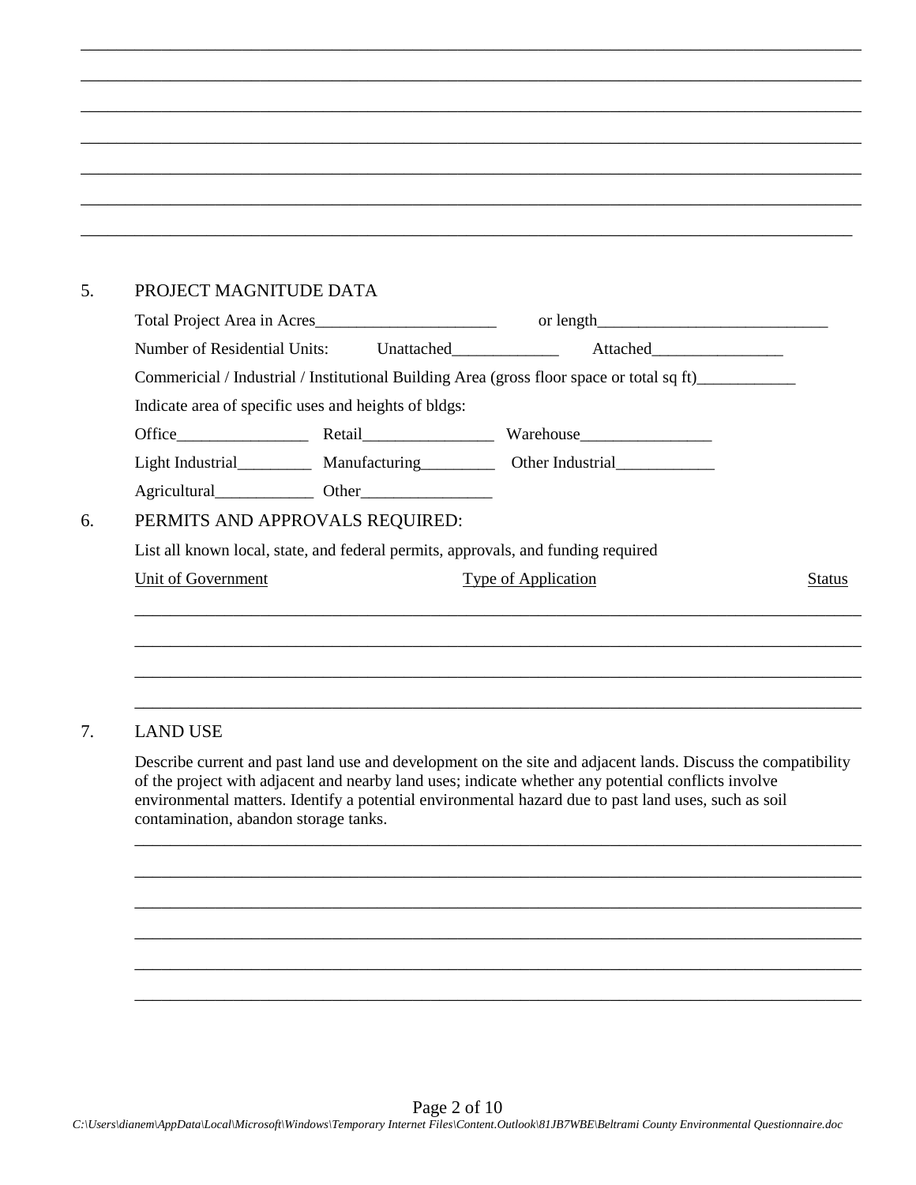\_\_\_\_\_\_\_\_\_\_\_\_\_\_\_\_\_\_\_\_\_\_\_\_\_\_\_\_\_\_\_\_\_\_\_\_\_\_\_\_\_\_\_\_\_\_\_\_\_\_\_\_\_\_\_\_\_\_\_\_\_\_\_\_\_\_\_\_\_\_\_\_\_\_\_\_\_\_\_\_\_\_\_\_

\_\_\_\_\_\_\_\_\_\_\_\_\_\_\_\_\_\_\_\_\_\_\_\_\_\_\_\_\_\_\_\_\_\_\_\_\_\_\_\_\_\_\_\_\_\_\_\_\_\_\_\_\_\_\_\_\_\_\_\_\_\_\_\_\_\_\_\_\_\_\_\_\_\_\_\_\_\_\_\_\_\_\_\_

\_\_\_\_\_\_\_\_\_\_\_\_\_\_\_\_\_\_\_\_\_\_\_\_\_\_\_\_\_\_\_\_\_\_\_\_\_\_\_\_\_\_\_\_\_\_\_\_\_\_\_\_\_\_\_\_\_\_\_\_\_\_\_\_\_\_\_\_\_\_\_\_\_\_\_\_\_\_\_\_\_\_\_\_

\_\_\_\_\_\_\_\_\_\_\_\_\_\_\_\_\_\_\_\_\_\_\_\_\_\_\_\_\_\_\_\_\_\_\_\_\_\_\_\_\_\_\_\_\_\_\_\_\_\_\_\_\_\_\_\_\_\_\_\_\_\_\_\_\_\_\_\_\_\_\_\_\_\_\_\_\_\_\_\_\_\_\_\_

\_\_\_\_\_\_\_\_\_\_\_\_\_\_\_\_\_\_\_\_\_\_\_\_\_\_\_\_\_\_\_\_\_\_\_\_\_\_\_\_\_\_\_\_\_\_\_\_\_\_\_\_\_\_\_\_\_\_\_\_\_\_\_\_\_\_\_\_\_\_\_\_\_\_\_\_\_\_\_\_\_\_\_\_

\_\_\_\_\_\_\_\_\_\_\_\_\_\_\_\_\_\_\_\_\_\_\_\_\_\_\_\_\_\_\_\_\_\_\_\_\_\_\_\_\_\_\_\_\_\_\_\_\_\_\_\_\_\_\_\_\_\_\_\_\_\_\_\_\_\_\_\_\_\_\_\_\_\_\_\_\_\_\_\_\_\_\_\_

\_\_\_\_\_\_\_\_\_\_\_\_\_\_\_\_\_\_\_\_\_\_\_\_\_\_\_\_\_\_\_\_\_\_\_\_\_\_\_\_\_\_\_\_\_\_\_\_\_\_\_\_\_\_\_\_\_\_\_\_\_\_\_\_\_\_\_\_\_\_\_\_\_\_\_\_\_\_\_\_\_\_\_\_

## 5. PROJECT MAGNITUDE DATA

Total Project Area in Acres\_\_\_\_\_\_\_\_\_\_\_\_\_\_\_\_\_\_\_\_\_\_ or length\_\_\_\_\_\_\_\_\_\_\_\_\_\_\_\_\_\_\_\_\_\_\_\_\_\_\_\_

Number of Residential Units: Unattached\_\_\_\_\_\_\_\_\_\_\_\_\_ Attached\_\_\_\_\_\_\_\_\_\_\_\_\_\_\_\_

Commericial / Industrial / Institutional Building Area (gross floor space or total sq ft)\_\_\_\_\_\_\_\_\_\_\_\_

Indicate area of specific uses and heights of bldgs:

Office\_\_\_\_\_\_\_\_\_\_\_\_\_\_\_\_ Retail\_\_\_\_\_\_\_\_\_\_\_\_\_\_\_\_ Warehouse\_\_\_\_\_\_\_\_\_\_\_\_\_\_\_\_

Light Industrial\_\_\_\_\_\_\_\_\_ Manufacturing\_\_\_\_\_\_\_\_\_ Other Industrial\_\_\_\_\_\_\_\_\_\_\_\_

Agricultural\_\_\_\_\_\_\_\_\_\_\_\_ Other\_\_\_\_\_\_\_\_\_\_\_\_\_\_\_\_

## 6. PERMITS AND APPROVALS REQUIRED:

List all known local, state, and federal permits, approvals, and funding required

| Unit of Government | Type of Application | Status |
|---|---|---|
| | | |
| | | |
| | | |
| | | |

## 7. LAND USE

Describe current and past land use and development on the site and adjacent lands. Discuss the compatibility of the project with adjacent and nearby land uses; indicate whether any potential conflicts involve environmental matters. Identify a potential environmental hazard due to past land uses, such as soil contamination, abandon storage tanks.

\_\_\_\_\_\_\_\_\_\_\_\_\_\_\_\_\_\_\_\_\_\_\_\_\_\_\_\_\_\_\_\_\_\_\_\_\_\_\_\_\_\_\_\_\_\_\_\_\_\_\_\_\_\_\_\_\_\_\_\_\_\_\_\_\_\_\_\_\_\_\_\_\_\_\_\_\_\_\_\_\_\_\_\_

\_\_\_\_\_\_\_\_\_\_\_\_\_\_\_\_\_\_\_\_\_\_\_\_\_\_\_\_\_\_\_\_\_\_\_\_\_\_\_\_\_\_\_\_\_\_\_\_\_\_\_\_\_\_\_\_\_\_\_\_\_\_\_\_\_\_\_\_\_\_\_\_\_\_\_\_\_\_\_\_\_\_\_\_

\_\_\_\_\_\_\_\_\_\_\_\_\_\_\_\_\_\_\_\_\_\_\_\_\_\_\_\_\_\_\_\_\_\_\_\_\_\_\_\_\_\_\_\_\_\_\_\_\_\_\_\_\_\_\_\_\_\_\_\_\_\_\_\_\_\_\_\_\_\_\_\_\_\_\_\_\_\_\_\_\_\_\_\_

\_\_\_\_\_\_\_\_\_\_\_\_\_\_\_\_\_\_\_\_\_\_\_\_\_\_\_\_\_\_\_\_\_\_\_\_\_\_\_\_\_\_\_\_\_\_\_\_\_\_\_\_\_\_\_\_\_\_\_\_\_\_\_\_\_\_\_\_\_\_\_\_\_\_\_\_\_\_\_\_\_\_\_\_

\_\_\_\_\_\_\_\_\_\_\_\_\_\_\_\_\_\_\_\_\_\_\_\_\_\_\_\_\_\_\_\_\_\_\_\_\_\_\_\_\_\_\_\_\_\_\_\_\_\_\_\_\_\_\_\_\_\_\_\_\_\_\_\_\_\_\_\_\_\_\_\_\_\_\_\_\_\_\_\_\_\_\_\_

\_\_\_\_\_\_\_\_\_\_\_\_\_\_\_\_\_\_\_\_\_\_\_\_\_\_\_\_\_\_\_\_\_\_\_\_\_\_\_\_\_\_\_\_\_\_\_\_\_\_\_\_\_\_\_\_\_\_\_\_\_\_\_\_\_\_\_\_\_\_\_\_\_\_\_\_\_\_\_\_\_\_\_\_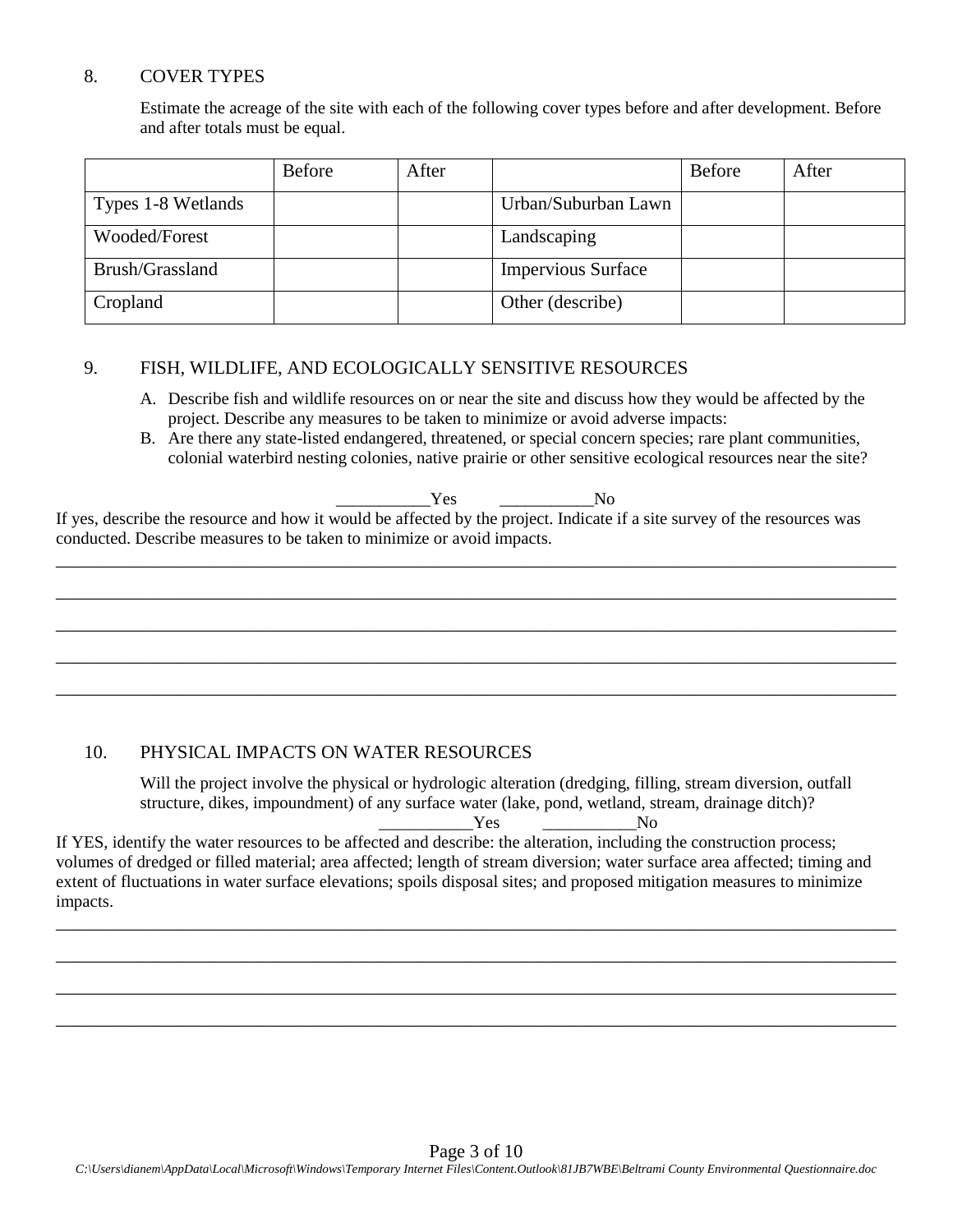## 8. COVER TYPES

Estimate the acreage of the site with each of the following cover types before and after development. Before and after totals must be equal.

| | Before | After | | Before | After |
|---|---|---|---|---|---|
| Types 1-8 Wetlands | | | Urban/Suburban Lawn | | |
| Wooded/Forest | | | Landscaping | | |
| Brush/Grassland | | | Impervious Surface | | |
| Cropland | | | Other (describe) | | |

## 9. FISH, WILDLIFE, AND ECOLOGICALLY SENSITIVE RESOURCES

A. Describe fish and wildlife resources on or near the site and discuss how they would be affected by the project. Describe any measures to be taken to minimize or avoid adverse impacts:

B. Are there any state-listed endangered, threatened, or special concern species; rare plant communities, colonial waterbird nesting colonies, native prairie or other sensitive ecological resources near the site?

___________Yes ___________No

If yes, describe the resource and how it would be affected by the project. Indicate if a site survey of the resources was conducted. Describe measures to be taken to minimize or avoid impacts.

______________________________________________________________________________________________

______________________________________________________________________________________________

______________________________________________________________________________________________

______________________________________________________________________________________________

______________________________________________________________________________________________

## 10. PHYSICAL IMPACTS ON WATER RESOURCES

Will the project involve the physical or hydrologic alteration (dredging, filling, stream diversion, outfall structure, dikes, impoundment) of any surface water (lake, pond, wetland, stream, drainage ditch)?

___________Yes ___________No

If YES, identify the water resources to be affected and describe: the alteration, including the construction process; volumes of dredged or filled material; area affected; length of stream diversion; water surface area affected; timing and extent of fluctuations in water surface elevations; spoils disposal sites; and proposed mitigation measures to minimize impacts.

______________________________________________________________________________________________

______________________________________________________________________________________________

______________________________________________________________________________________________

______________________________________________________________________________________________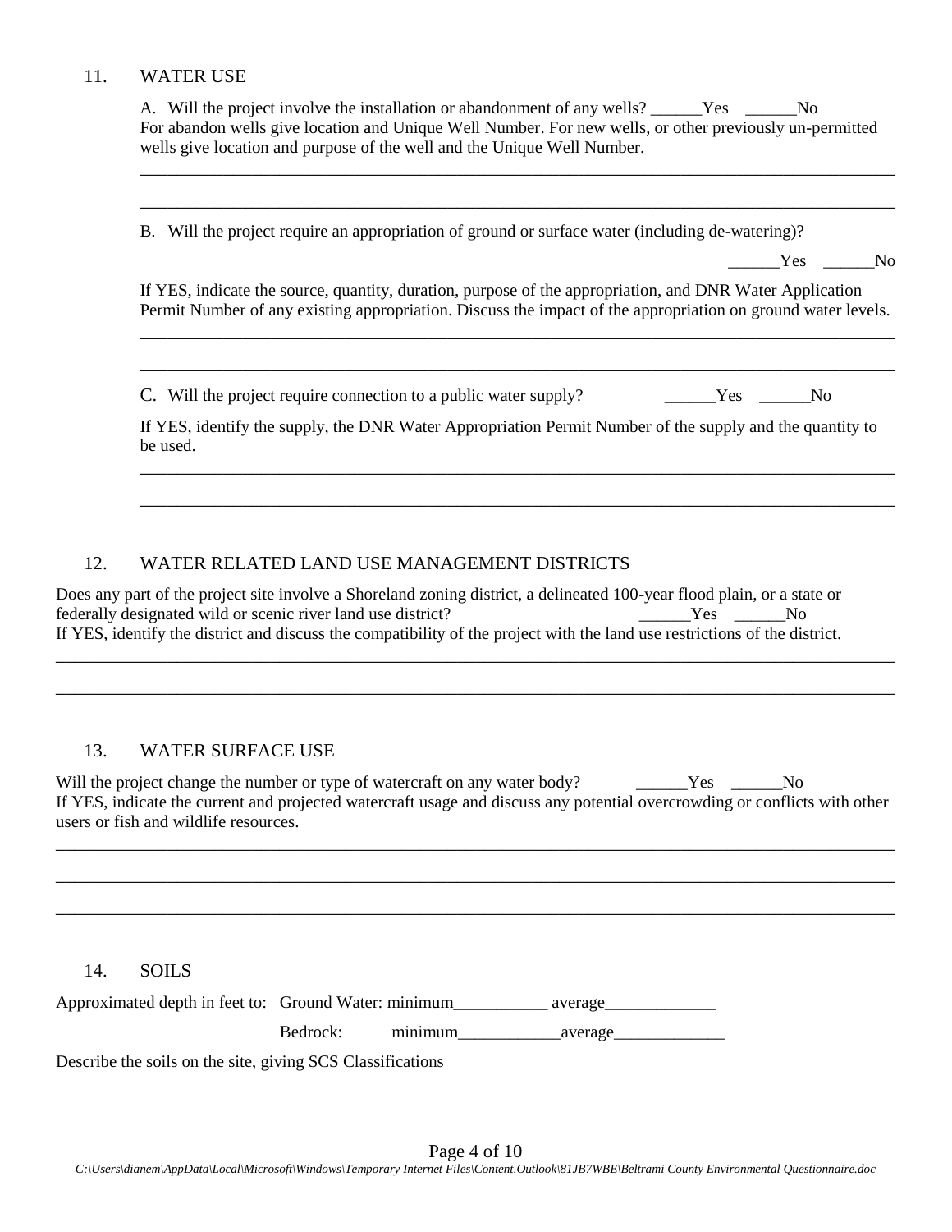## 11. WATER USE

A. Will the project involve the installation or abandonment of any wells? ______Yes ______No
For abandon wells give location and Unique Well Number. For new wells, or other previously un-permitted wells give location and purpose of the well and the Unique Well Number.

______________________________________________________________________________

______________________________________________________________________________

B. Will the project require an appropriation of ground or surface water (including de-watering)?

______Yes ______No

If YES, indicate the source, quantity, duration, purpose of the appropriation, and DNR Water Application Permit Number of any existing appropriation. Discuss the impact of the appropriation on ground water levels.

______________________________________________________________________________

______________________________________________________________________________

C. Will the project require connection to a public water supply? ______Yes ______No

If YES, identify the supply, the DNR Water Appropriation Permit Number of the supply and the quantity to be used.

______________________________________________________________________________

______________________________________________________________________________

## 12. WATER RELATED LAND USE MANAGEMENT DISTRICTS

Does any part of the project site involve a Shoreland zoning district, a delineated 100-year flood plain, or a state or federally designated wild or scenic river land use district? ______Yes ______No
If YES, identify the district and discuss the compatibility of the project with the land use restrictions of the district.

______________________________________________________________________________

______________________________________________________________________________

## 13. WATER SURFACE USE

Will the project change the number or type of watercraft on any water body? ______Yes ______No
If YES, indicate the current and projected watercraft usage and discuss any potential overcrowding or conflicts with other users or fish and wildlife resources.

______________________________________________________________________________

______________________________________________________________________________

______________________________________________________________________________

## 14. SOILS

Approximated depth in feet to: Ground Water: minimum___________ average_____________

Bedrock: minimum____________average_____________

Describe the soils on the site, giving SCS Classifications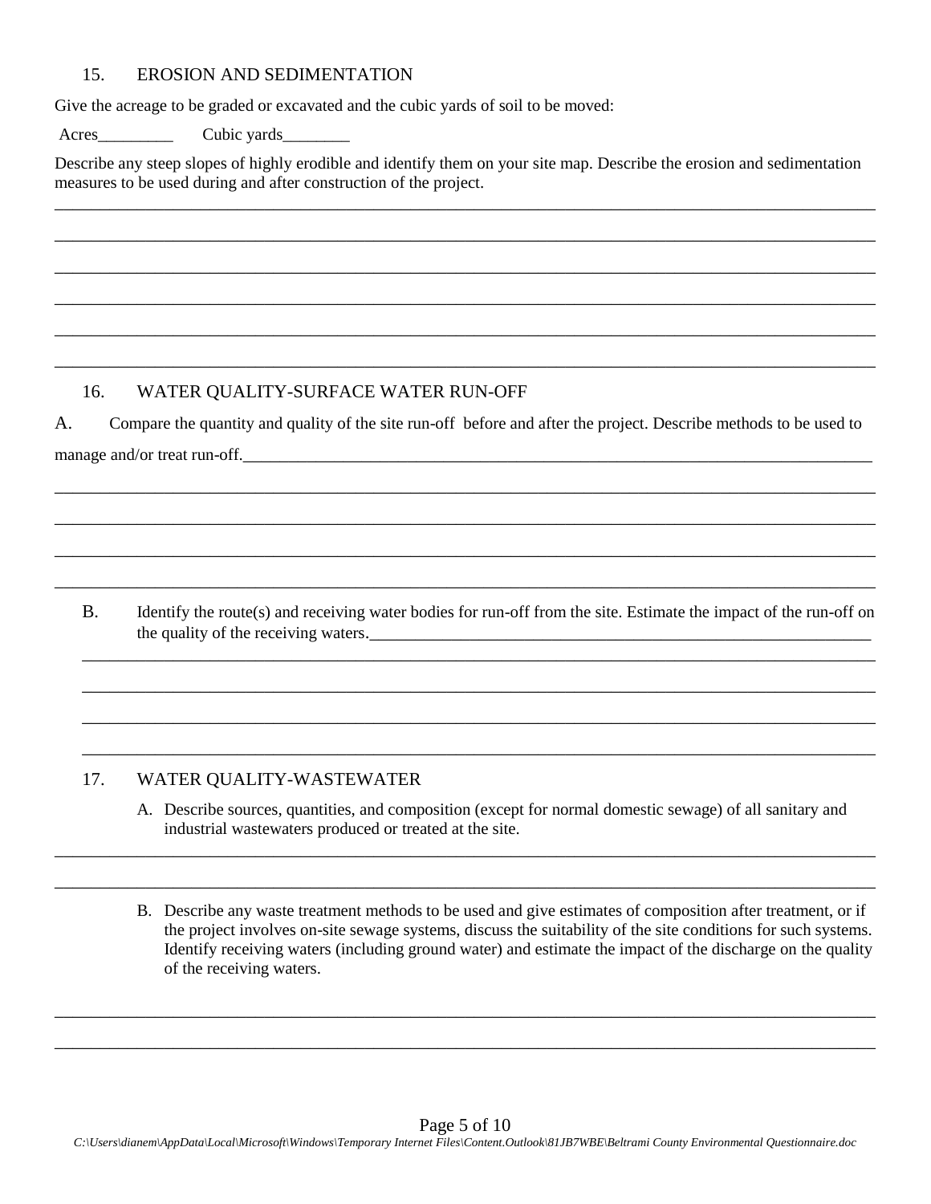## 15. EROSION AND SEDIMENTATION

Give the acreage to be graded or excavated and the cubic yards of soil to be moved:

Acres_________ Cubic yards________

Describe any steep slopes of highly erodible and identify them on your site map. Describe the erosion and sedimentation measures to be used during and after construction of the project.

______________________________________________________________________________________

______________________________________________________________________________________

______________________________________________________________________________________

______________________________________________________________________________________

______________________________________________________________________________________

______________________________________________________________________________________

## 16. WATER QUALITY-SURFACE WATER RUN-OFF

A. Compare the quantity and quality of the site run-off before and after the project. Describe methods to be used to manage and/or treat run-off.________________________________________________________________________________

______________________________________________________________________________________

______________________________________________________________________________________

______________________________________________________________________________________

______________________________________________________________________________________

B. Identify the route(s) and receiving water bodies for run-off from the site. Estimate the impact of the run-off on the quality of the receiving waters.________________________________________________________________

______________________________________________________________________________________

______________________________________________________________________________________

______________________________________________________________________________________

______________________________________________________________________________________

## 17. WATER QUALITY-WASTEWATER

A. Describe sources, quantities, and composition (except for normal domestic sewage) of all sanitary and industrial wastewaters produced or treated at the site.

______________________________________________________________________________________

______________________________________________________________________________________

B. Describe any waste treatment methods to be used and give estimates of composition after treatment, or if the project involves on-site sewage systems, discuss the suitability of the site conditions for such systems. Identify receiving waters (including ground water) and estimate the impact of the discharge on the quality of the receiving waters.

______________________________________________________________________________________

______________________________________________________________________________________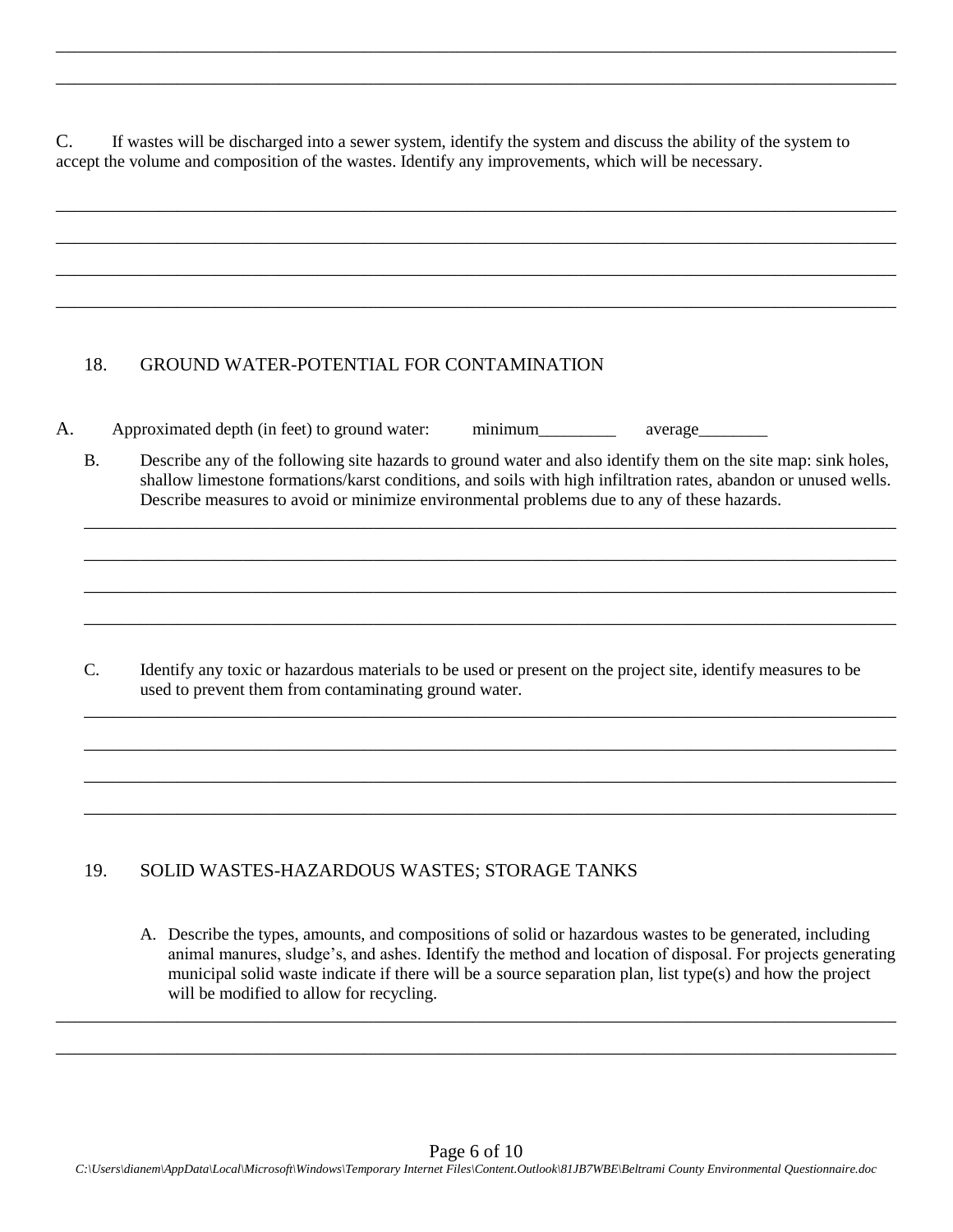C. If wastes will be discharged into a sewer system, identify the system and discuss the ability of the system to accept the volume and composition of the wastes. Identify any improvements, which will be necessary.

## 18. GROUND WATER-POTENTIAL FOR CONTAMINATION

A. Approximated depth (in feet) to ground water: minimum_________ average________

B. Describe any of the following site hazards to ground water and also identify them on the site map: sink holes, shallow limestone formations/karst conditions, and soils with high infiltration rates, abandon or unused wells. Describe measures to avoid or minimize environmental problems due to any of these hazards.

C. Identify any toxic or hazardous materials to be used or present on the project site, identify measures to be used to prevent them from contaminating ground water.

## 19. SOLID WASTES-HAZARDOUS WASTES; STORAGE TANKS

A. Describe the types, amounts, and compositions of solid or hazardous wastes to be generated, including animal manures, sludge's, and ashes. Identify the method and location of disposal. For projects generating municipal solid waste indicate if there will be a source separation plan, list type(s) and how the project will be modified to allow for recycling.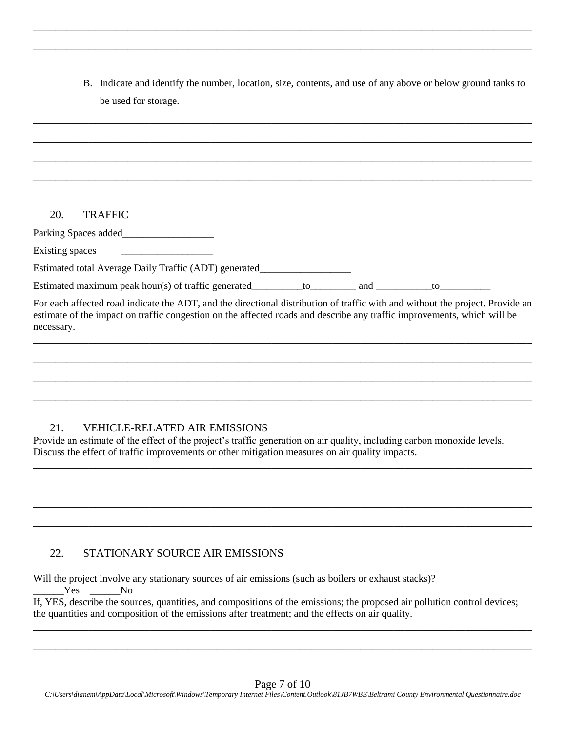________________________________________________________________________________________________

________________________________________________________________________________________________

B. Indicate and identify the number, location, size, contents, and use of any above or below ground tanks to be used for storage.

________________________________________________________________________________________________

________________________________________________________________________________________________

________________________________________________________________________________________________

________________________________________________________________________________________________

## 20. TRAFFIC

Parking Spaces added__________________

Existing spaces __________________

Estimated total Average Daily Traffic (ADT) generated__________________

Estimated maximum peak hour(s) of traffic generated__________to_________ and ___________to__________

For each affected road indicate the ADT, and the directional distribution of traffic with and without the project. Provide an estimate of the impact on traffic congestion on the affected roads and describe any traffic improvements, which will be necessary.

________________________________________________________________________________________________

________________________________________________________________________________________________

________________________________________________________________________________________________

________________________________________________________________________________________________

## 21. VEHICLE-RELATED AIR EMISSIONS

Provide an estimate of the effect of the project's traffic generation on air quality, including carbon monoxide levels. Discuss the effect of traffic improvements or other mitigation measures on air quality impacts.

________________________________________________________________________________________________

________________________________________________________________________________________________

________________________________________________________________________________________________

________________________________________________________________________________________________

## 22. STATIONARY SOURCE AIR EMISSIONS

Will the project involve any stationary sources of air emissions (such as boilers or exhaust stacks)?
______Yes ______No

If, YES, describe the sources, quantities, and compositions of the emissions; the proposed air pollution control devices; the quantities and composition of the emissions after treatment; and the effects on air quality.

________________________________________________________________________________________________

________________________________________________________________________________________________

*C:\Users\dianem\AppData\Local\Microsoft\Windows\Temporary Internet Files\Content.Outlook\81JB7WBE\Beltrami County Environmental Questionnaire.doc*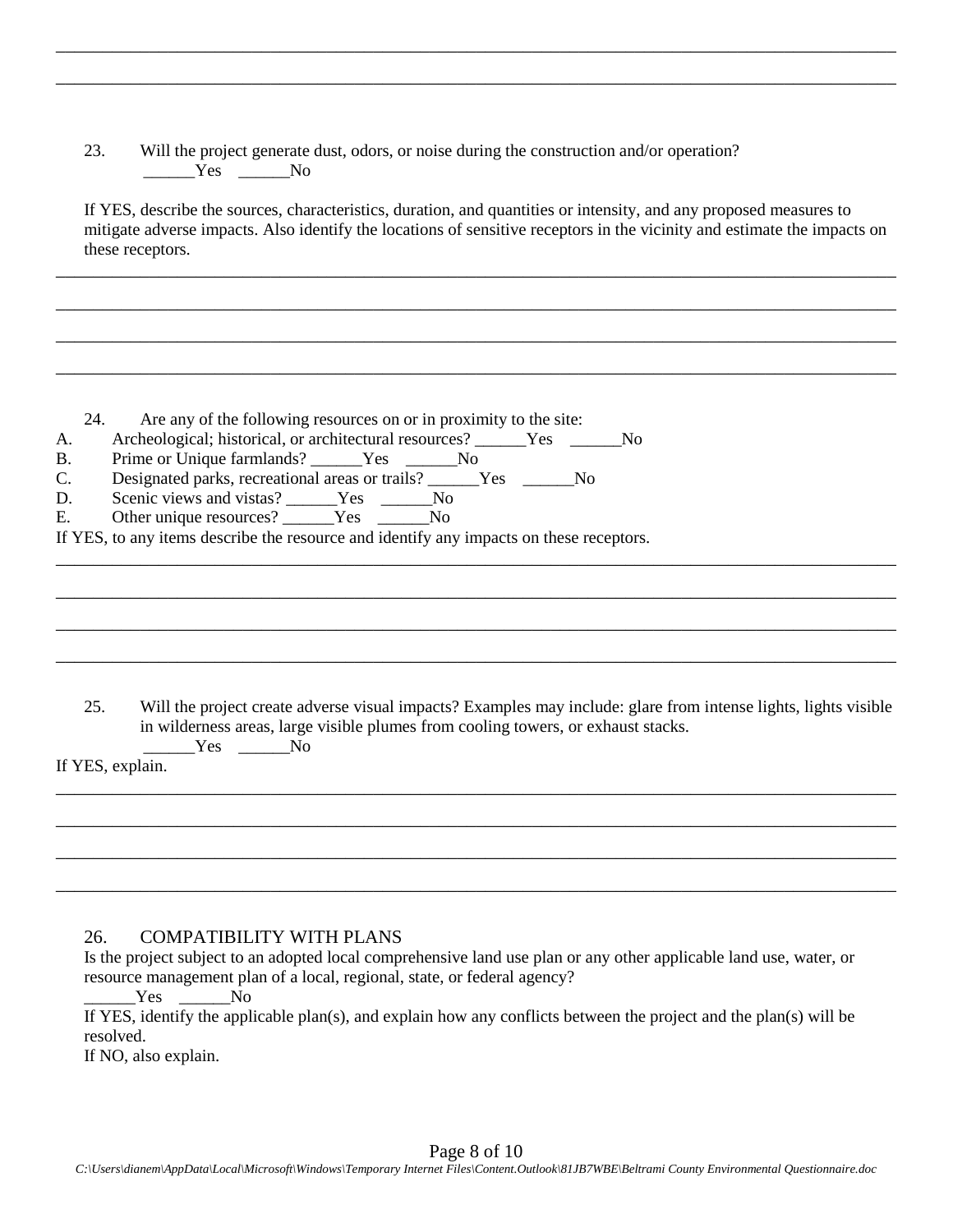______________________________________________________________________________________________

______________________________________________________________________________________________

23. Will the project generate dust, odors, or noise during the construction and/or operation?
______Yes ______No

If YES, describe the sources, characteristics, duration, and quantities or intensity, and any proposed measures to mitigate adverse impacts. Also identify the locations of sensitive receptors in the vicinity and estimate the impacts on these receptors.

______________________________________________________________________________________________

______________________________________________________________________________________________

______________________________________________________________________________________________

______________________________________________________________________________________________

24. Are any of the following resources on or in proximity to the site:

A. Archeological; historical, or architectural resources? ______Yes ______No
B. Prime or Unique farmlands? ______Yes ______No
C. Designated parks, recreational areas or trails? ______Yes ______No
D. Scenic views and vistas? ______Yes ______No
E. Other unique resources? ______Yes ______No

If YES, to any items describe the resource and identify any impacts on these receptors.

______________________________________________________________________________________________

______________________________________________________________________________________________

______________________________________________________________________________________________

______________________________________________________________________________________________

25. Will the project create adverse visual impacts? Examples may include: glare from intense lights, lights visible in wilderness areas, large visible plumes from cooling towers, or exhaust stacks.
______Yes ______No

If YES, explain.

______________________________________________________________________________________________

______________________________________________________________________________________________

______________________________________________________________________________________________

______________________________________________________________________________________________

26. COMPATIBILITY WITH PLANS

Is the project subject to an adopted local comprehensive land use plan or any other applicable land use, water, or resource management plan of a local, regional, state, or federal agency?
______Yes ______No

If YES, identify the applicable plan(s), and explain how any conflicts between the project and the plan(s) will be resolved.
If NO, also explain.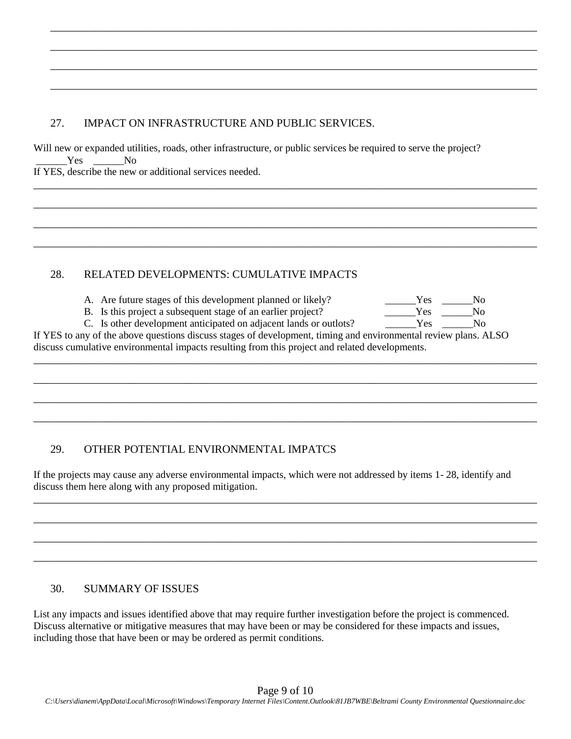______________________________________________________________________________________________

______________________________________________________________________________________________

______________________________________________________________________________________________

______________________________________________________________________________________________

## 27. IMPACT ON INFRASTRUCTURE AND PUBLIC SERVICES.

Will new or expanded utilities, roads, other infrastructure, or public services be required to serve the project?
______Yes ______No
If YES, describe the new or additional services needed.

______________________________________________________________________________________________

______________________________________________________________________________________________

______________________________________________________________________________________________

______________________________________________________________________________________________

## 28. RELATED DEVELOPMENTS: CUMULATIVE IMPACTS

A. Are future stages of this development planned or likely? ______Yes ______No
B. Is this project a subsequent stage of an earlier project? ______Yes ______No
C. Is other development anticipated on adjacent lands or outlots? ______Yes ______No

If YES to any of the above questions discuss stages of development, timing and environmental review plans. ALSO discuss cumulative environmental impacts resulting from this project and related developments.

______________________________________________________________________________________________

______________________________________________________________________________________________

______________________________________________________________________________________________

______________________________________________________________________________________________

## 29. OTHER POTENTIAL ENVIRONMENTAL IMPATCS

If the projects may cause any adverse environmental impacts, which were not addressed by items 1- 28, identify and discuss them here along with any proposed mitigation.

______________________________________________________________________________________________

______________________________________________________________________________________________

______________________________________________________________________________________________

______________________________________________________________________________________________

## 30. SUMMARY OF ISSUES

List any impacts and issues identified above that may require further investigation before the project is commenced. Discuss alternative or mitigative measures that may have been or may be considered for these impacts and issues, including those that have been or may be ordered as permit conditions.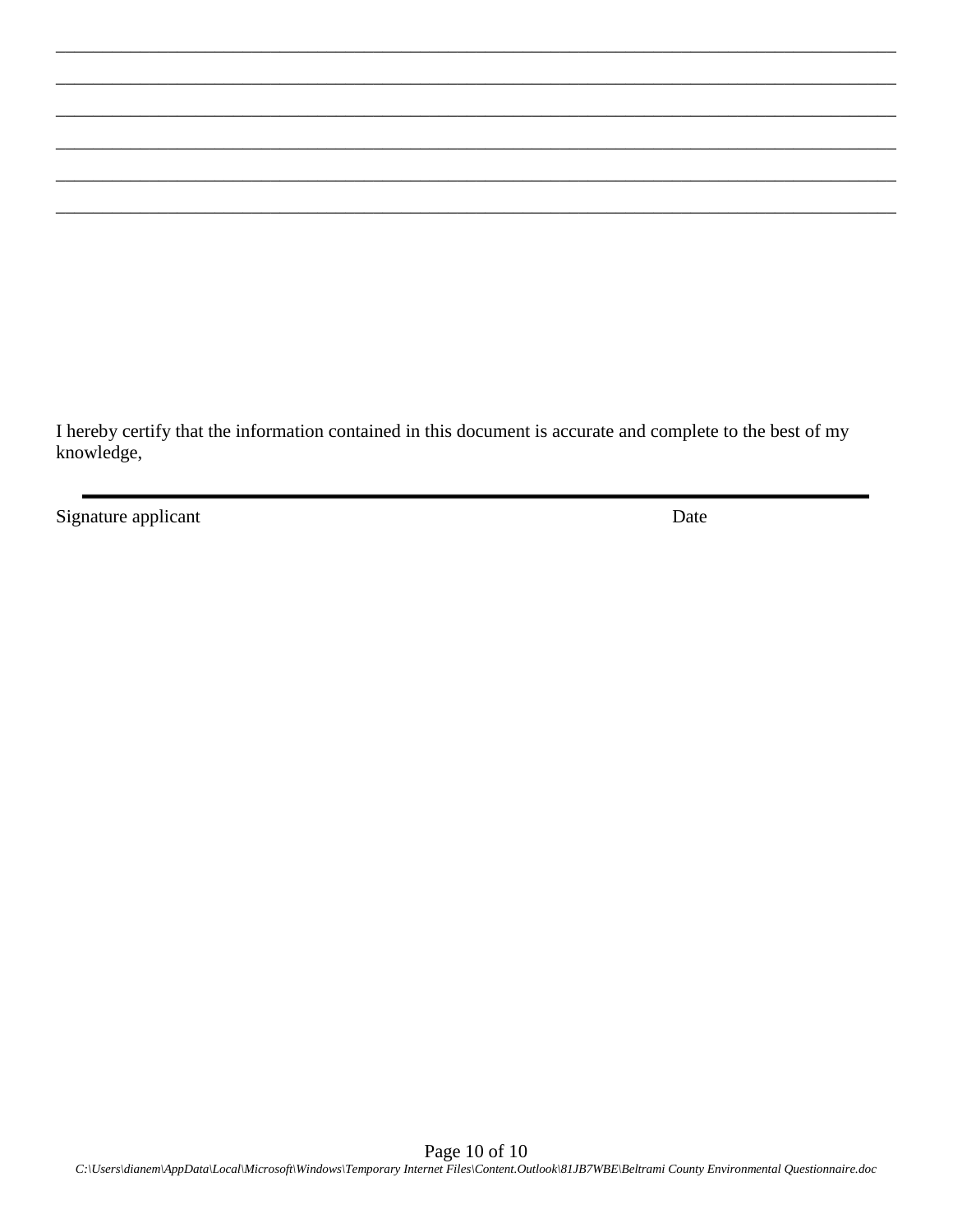\_\_\_\_\_\_\_\_\_\_\_\_\_\_\_\_\_\_\_\_\_\_\_\_\_\_\_\_\_\_\_\_\_\_\_\_\_\_\_\_\_\_\_\_\_\_\_\_\_\_\_\_\_\_\_\_\_\_\_\_\_\_\_\_\_\_\_\_\_\_\_\_\_\_\_\_\_\_

\_\_\_\_\_\_\_\_\_\_\_\_\_\_\_\_\_\_\_\_\_\_\_\_\_\_\_\_\_\_\_\_\_\_\_\_\_\_\_\_\_\_\_\_\_\_\_\_\_\_\_\_\_\_\_\_\_\_\_\_\_\_\_\_\_\_\_\_\_\_\_\_\_\_\_\_\_\_

\_\_\_\_\_\_\_\_\_\_\_\_\_\_\_\_\_\_\_\_\_\_\_\_\_\_\_\_\_\_\_\_\_\_\_\_\_\_\_\_\_\_\_\_\_\_\_\_\_\_\_\_\_\_\_\_\_\_\_\_\_\_\_\_\_\_\_\_\_\_\_\_\_\_\_\_\_\_

\_\_\_\_\_\_\_\_\_\_\_\_\_\_\_\_\_\_\_\_\_\_\_\_\_\_\_\_\_\_\_\_\_\_\_\_\_\_\_\_\_\_\_\_\_\_\_\_\_\_\_\_\_\_\_\_\_\_\_\_\_\_\_\_\_\_\_\_\_\_\_\_\_\_\_\_\_\_

\_\_\_\_\_\_\_\_\_\_\_\_\_\_\_\_\_\_\_\_\_\_\_\_\_\_\_\_\_\_\_\_\_\_\_\_\_\_\_\_\_\_\_\_\_\_\_\_\_\_\_\_\_\_\_\_\_\_\_\_\_\_\_\_\_\_\_\_\_\_\_\_\_\_\_\_\_\_

\_\_\_\_\_\_\_\_\_\_\_\_\_\_\_\_\_\_\_\_\_\_\_\_\_\_\_\_\_\_\_\_\_\_\_\_\_\_\_\_\_\_\_\_\_\_\_\_\_\_\_\_\_\_\_\_\_\_\_\_\_\_\_\_\_\_\_\_\_\_\_\_\_\_\_\_\_\_

I hereby certify that the information contained in this document is accurate and complete to the best of my knowledge,

\_\_\_\_\_\_\_\_\_\_\_\_\_\_\_\_\_\_\_\_\_\_\_\_\_\_\_\_\_\_\_\_\_\_\_\_\_\_\_\_\_\_\_\_\_\_\_\_\_\_\_\_\_\_\_\_\_\_\_\_\_\_\_\_\_\_\_\_\_\_\_\_\_\_

Signature applicant                                                                                                    Date

*C:\Users\dianem\AppData\Local\Microsoft\Windows\Temporary Internet Files\Content.Outlook\81JB7WBE\Beltrami County Environmental Questionnaire.doc*